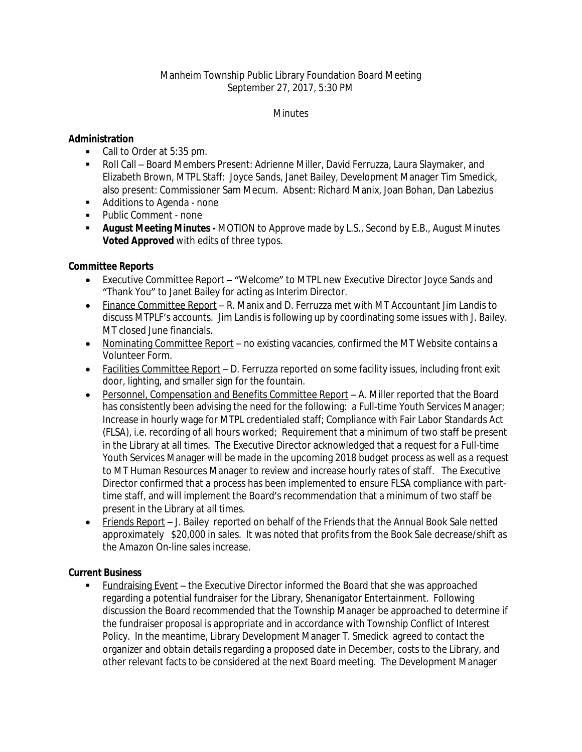Manheim Township Public Library Foundation Board Meeting
September 27, 2017, 5:30 PM

Minutes

**Administration**

- Call to Order at 5:35 pm.
- Roll Call – Board Members Present: Adrienne Miller, David Ferruzza, Laura Slaymaker, and Elizabeth Brown, MTPL Staff: Joyce Sands, Janet Bailey, Development Manager Tim Smedick, also present: Commissioner Sam Mecum. Absent: Richard Manix, Joan Bohan, Dan Labezius
- Additions to Agenda - none
- Public Comment - none
- **August Meeting Minutes -** MOTION to Approve made by L.S., Second by E.B., August Minutes **Voted Approved** with edits of three typos.

**Committee Reports**

- Executive Committee Report – "Welcome" to MTPL new Executive Director Joyce Sands and "Thank You" to Janet Bailey for acting as Interim Director.
- Finance Committee Report – R. Manix and D. Ferruzza met with MT Accountant Jim Landis to discuss MTPLF's accounts. Jim Landis is following up by coordinating some issues with J. Bailey. MT closed June financials.
- Nominating Committee Report – no existing vacancies, confirmed the MT Website contains a Volunteer Form.
- Facilities Committee Report – D. Ferruzza reported on some facility issues, including front exit door, lighting, and smaller sign for the fountain.
- Personnel, Compensation and Benefits Committee Report – A. Miller reported that the Board has consistently been advising the need for the following: a Full-time Youth Services Manager; Increase in hourly wage for MTPL credentialed staff; Compliance with Fair Labor Standards Act (FLSA), i.e. recording of all hours worked; Requirement that a minimum of two staff be present in the Library at all times. The Executive Director acknowledged that a request for a Full-time Youth Services Manager will be made in the upcoming 2018 budget process as well as a request to MT Human Resources Manager to review and increase hourly rates of staff. The Executive Director confirmed that a process has been implemented to ensure FLSA compliance with part-time staff, and will implement the Board's recommendation that a minimum of two staff be present in the Library at all times.
- Friends Report – J. Bailey reported on behalf of the Friends that the Annual Book Sale netted approximately $20,000 in sales. It was noted that profits from the Book Sale decrease/shift as the Amazon On-line sales increase.

**Current Business**

- Fundraising Event – the Executive Director informed the Board that she was approached regarding a potential fundraiser for the Library, Shenanigator Entertainment. Following discussion the Board recommended that the Township Manager be approached to determine if the fundraiser proposal is appropriate and in accordance with Township Conflict of Interest Policy. In the meantime, Library Development Manager T. Smedick agreed to contact the organizer and obtain details regarding a proposed date in December, costs to the Library, and other relevant facts to be considered at the next Board meeting. The Development Manager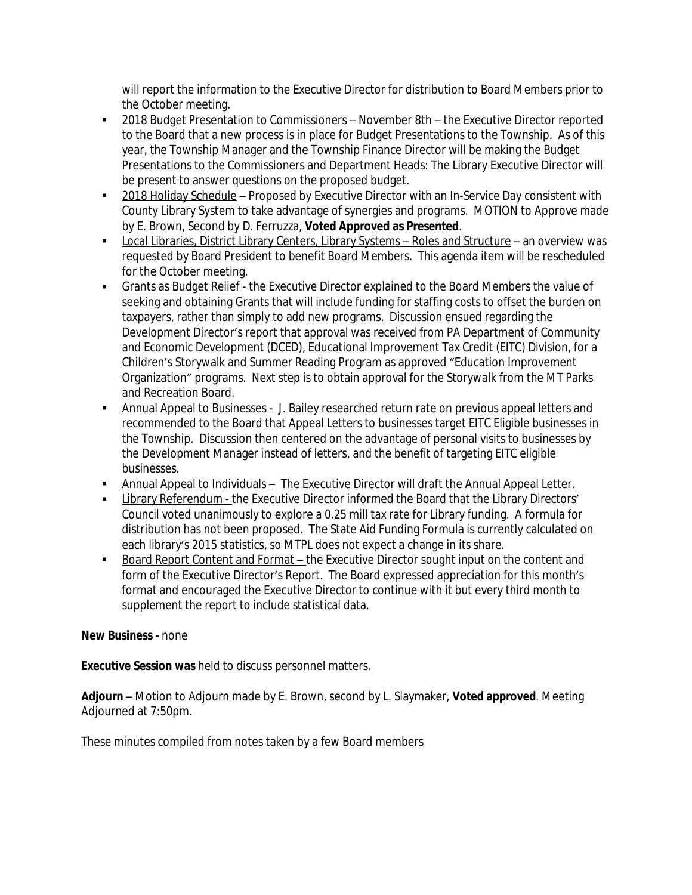will report the information to the Executive Director for distribution to Board Members prior to the October meeting.

- <u>2018 Budget Presentation to Commissioners</u> – November 8th – the Executive Director reported to the Board that a new process is in place for Budget Presentations to the Township. As of this year, the Township Manager and the Township Finance Director will be making the Budget Presentations to the Commissioners and Department Heads: The Library Executive Director will be present to answer questions on the proposed budget.
- <u>2018 Holiday Schedule</u> – Proposed by Executive Director with an In-Service Day consistent with County Library System to take advantage of synergies and programs. MOTION to Approve made by E. Brown, Second by D. Ferruzza, **Voted Approved as Presented**.
- <u>Local Libraries, District Library Centers, Library Systems – Roles and Structure</u> – an overview was requested by Board President to benefit Board Members. This agenda item will be rescheduled for the October meeting.
- <u>Grants as Budget Relief</u> - the Executive Director explained to the Board Members the value of seeking and obtaining Grants that will include funding for staffing costs to offset the burden on taxpayers, rather than simply to add new programs. Discussion ensued regarding the Development Director's report that approval was received from PA Department of Community and Economic Development (DCED), Educational Improvement Tax Credit (EITC) Division, for a Children's Storywalk and Summer Reading Program as approved "Education Improvement Organization" programs. Next step is to obtain approval for the Storywalk from the MT Parks and Recreation Board.
- <u>Annual Appeal to Businesses</u> - J. Bailey researched return rate on previous appeal letters and recommended to the Board that Appeal Letters to businesses target EITC Eligible businesses in the Township. Discussion then centered on the advantage of personal visits to businesses by the Development Manager instead of letters, and the benefit of targeting EITC eligible businesses.
- <u>Annual Appeal to Individuals</u> – The Executive Director will draft the Annual Appeal Letter.
- <u>Library Referendum</u> - the Executive Director informed the Board that the Library Directors' Council voted unanimously to explore a 0.25 mill tax rate for Library funding. A formula for distribution has not been proposed. The State Aid Funding Formula is currently calculated on each library's 2015 statistics, so MTPL does not expect a change in its share.
- <u>Board Report Content and Format</u> – the Executive Director sought input on the content and form of the Executive Director's Report. The Board expressed appreciation for this month's format and encouraged the Executive Director to continue with it but every third month to supplement the report to include statistical data.

**New Business -** none

**Executive Session was** held to discuss personnel matters.

**Adjourn** – Motion to Adjourn made by E. Brown, second by L. Slaymaker, **Voted approved**. Meeting Adjourned at 7:50pm.

These minutes compiled from notes taken by a few Board members